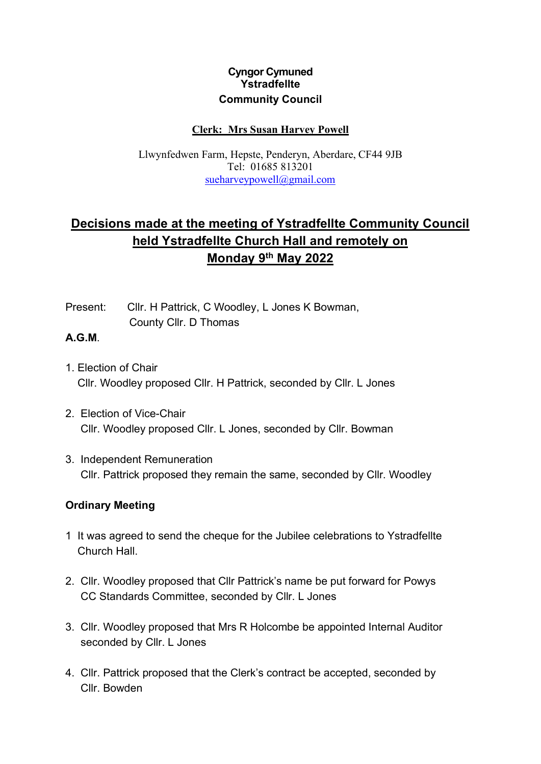**Cyngor Cymuned**
**Ystradfellte**
**Community Council**

**Clerk: Mrs Susan Harvey Powell**

Llwynfedwen Farm, Hepste, Penderyn, Aberdare, CF44 9JB
Tel: 01685 813201
sueharveypowell@gmail.com

# Decisions made at the meeting of Ystradfellte Community Council held Ystradfellte Church Hall and remotely on Monday 9th May 2022

Present: Cllr. H Pattrick, C Woodley, L Jones K Bowman,
County Cllr. D Thomas

**A.G.M.**

1. Election of Chair
   Cllr. Woodley proposed Cllr. H Pattrick, seconded by Cllr. L Jones

2. Election of Vice-Chair
   Cllr. Woodley proposed Cllr. L Jones, seconded by Cllr. Bowman

3. Independent Remuneration
   Cllr. Pattrick proposed they remain the same, seconded by Cllr. Woodley

**Ordinary Meeting**

1. It was agreed to send the cheque for the Jubilee celebrations to Ystradfellte Church Hall.

2. Cllr. Woodley proposed that Cllr Pattrick's name be put forward for Powys CC Standards Committee, seconded by Cllr. L Jones

3. Cllr. Woodley proposed that Mrs R Holcombe be appointed Internal Auditor seconded by Cllr. L Jones

4. Cllr. Pattrick proposed that the Clerk's contract be accepted, seconded by Cllr. Bowden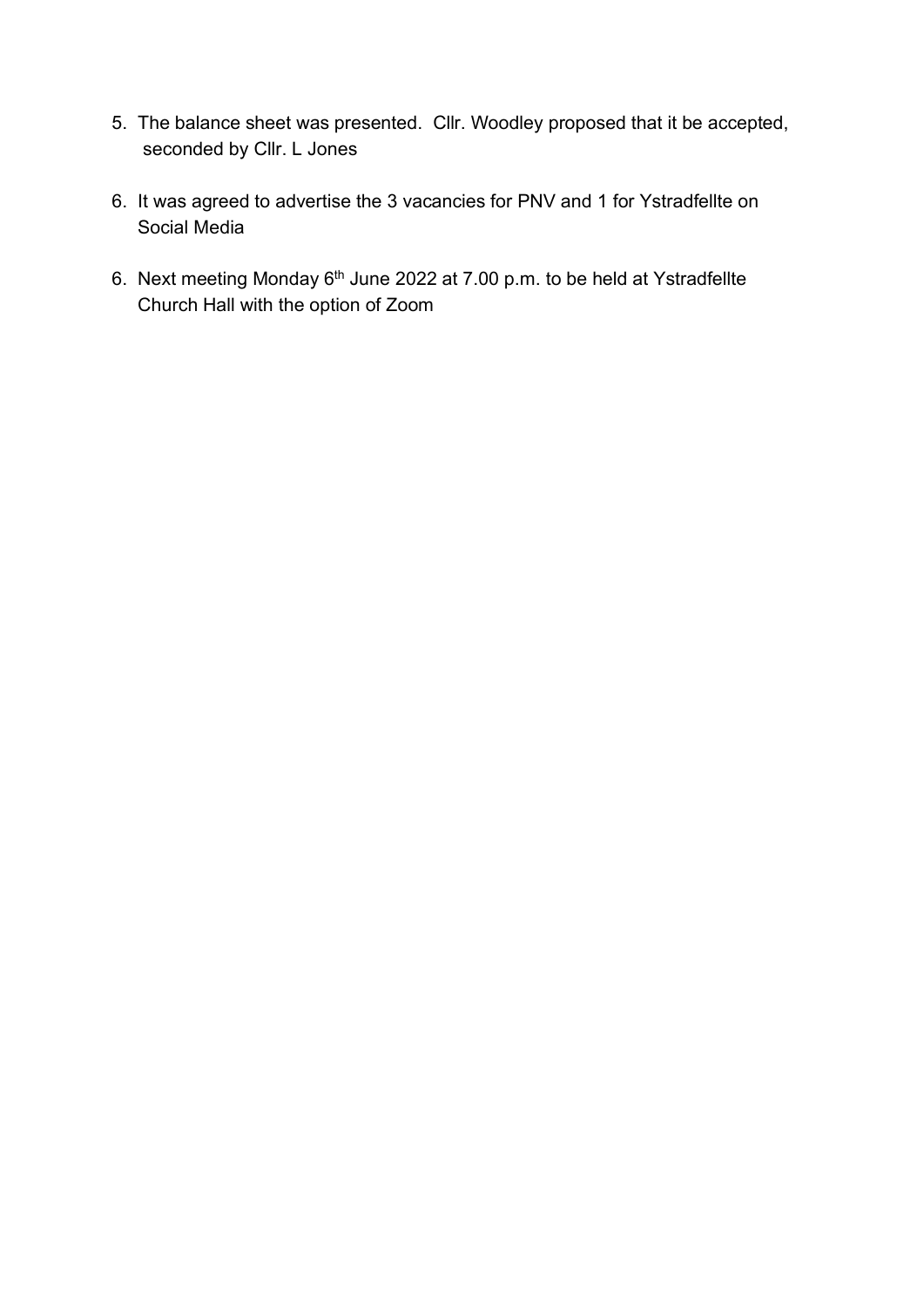5. The balance sheet was presented. Cllr. Woodley proposed that it be accepted, seconded by Cllr. L Jones

6. It was agreed to advertise the 3 vacancies for PNV and 1 for Ystradfellte on Social Media

6. Next meeting Monday 6th June 2022 at 7.00 p.m. to be held at Ystradfellte Church Hall with the option of Zoom